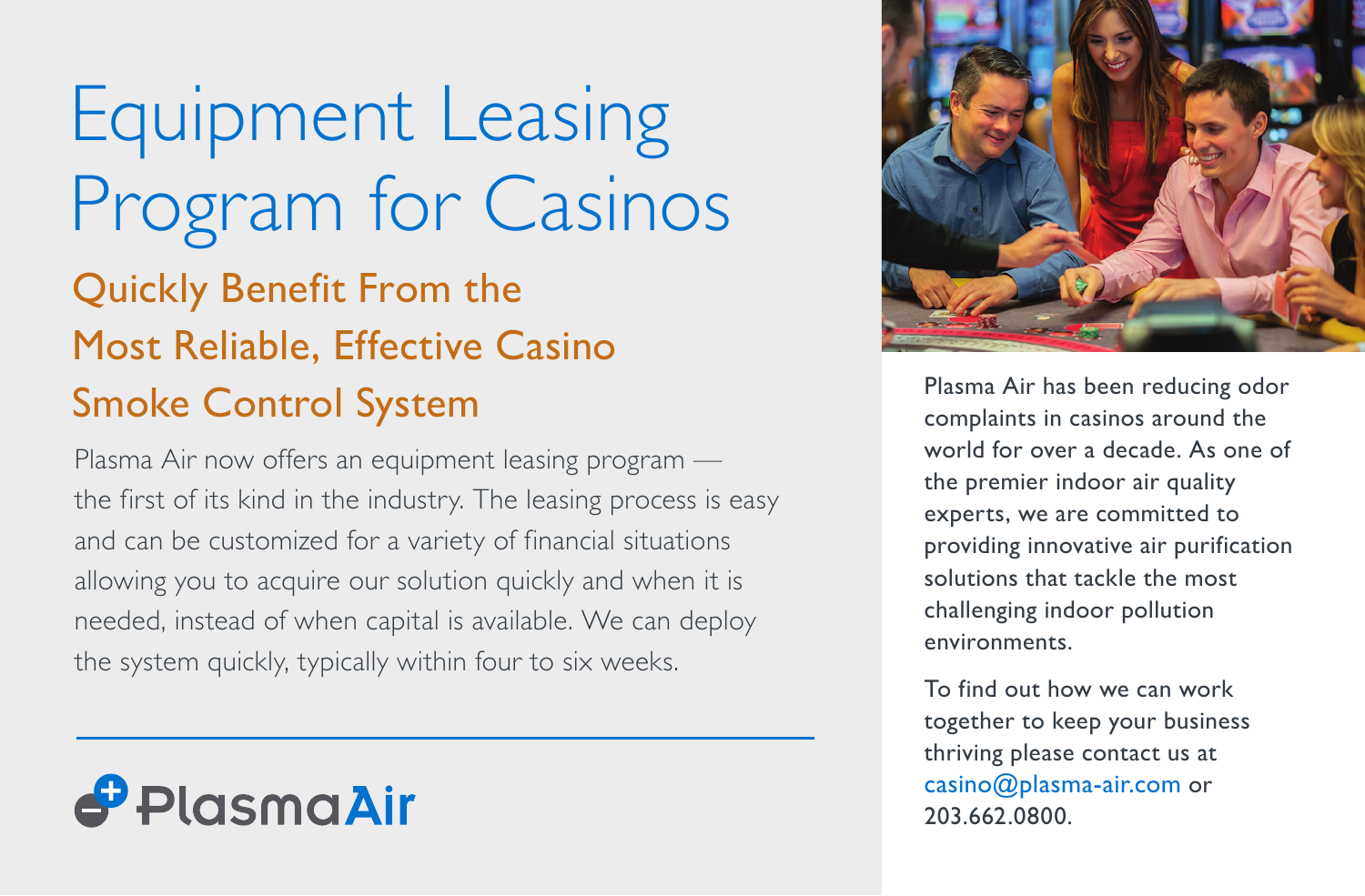# Equipment Leasing Program for Casinos

## Quickly Benefit From the Most Reliable, Effective Casino Smoke Control System

Plasma Air now offers an equipment leasing program — the first of its kind in the industry. The leasing process is easy and can be customized for a variety of financial situations allowing you to acquire our solution quickly and when it is needed, instead of when capital is available. We can deploy the system quickly, typically within four to six weeks.

PlasmaAir

Plasma Air has been reducing odor complaints in casinos around the world for over a decade. As one of the premier indoor air quality experts, we are committed to providing innovative air purification solutions that tackle the most challenging indoor pollution environments.

To find out how we can work together to keep your business thriving please contact us at casino@plasma-air.com or 203.662.0800.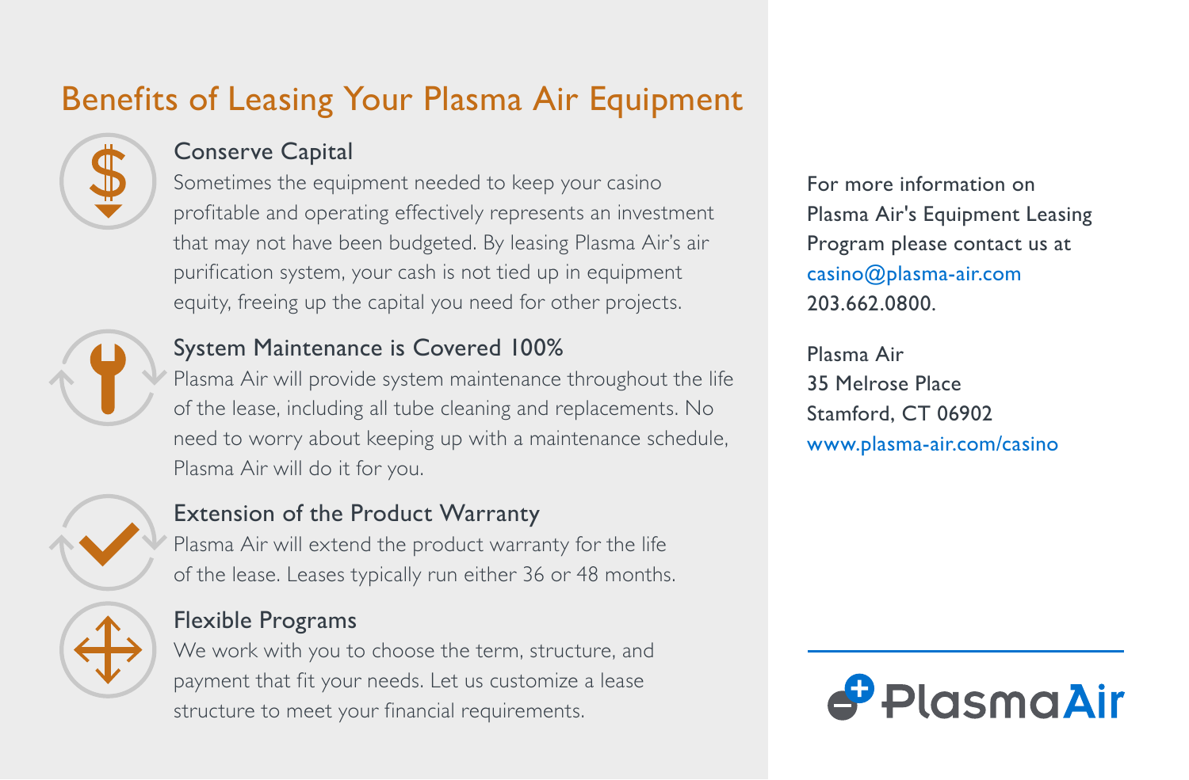## Benefits of Leasing Your Plasma Air Equipment

### Conserve Capital

Sometimes the equipment needed to keep your casino profitable and operating effectively represents an investment that may not have been budgeted. By leasing Plasma Air's air purification system, your cash is not tied up in equipment equity, freeing up the capital you need for other projects.

### System Maintenance is Covered 100%

Plasma Air will provide system maintenance throughout the life of the lease, including all tube cleaning and replacements. No need to worry about keeping up with a maintenance schedule, Plasma Air will do it for you.

### Extension of the Product Warranty

Plasma Air will extend the product warranty for the life of the lease. Leases typically run either 36 or 48 months.

### Flexible Programs

We work with you to choose the term, structure, and payment that fit your needs. Let us customize a lease structure to meet your financial requirements.

For more information on Plasma Air's Equipment Leasing Program please contact us at
casino@plasma-air.com
203.662.0800.

Plasma Air
35 Melrose Place
Stamford, CT 06902
www.plasma-air.com/casino

PlasmaAir